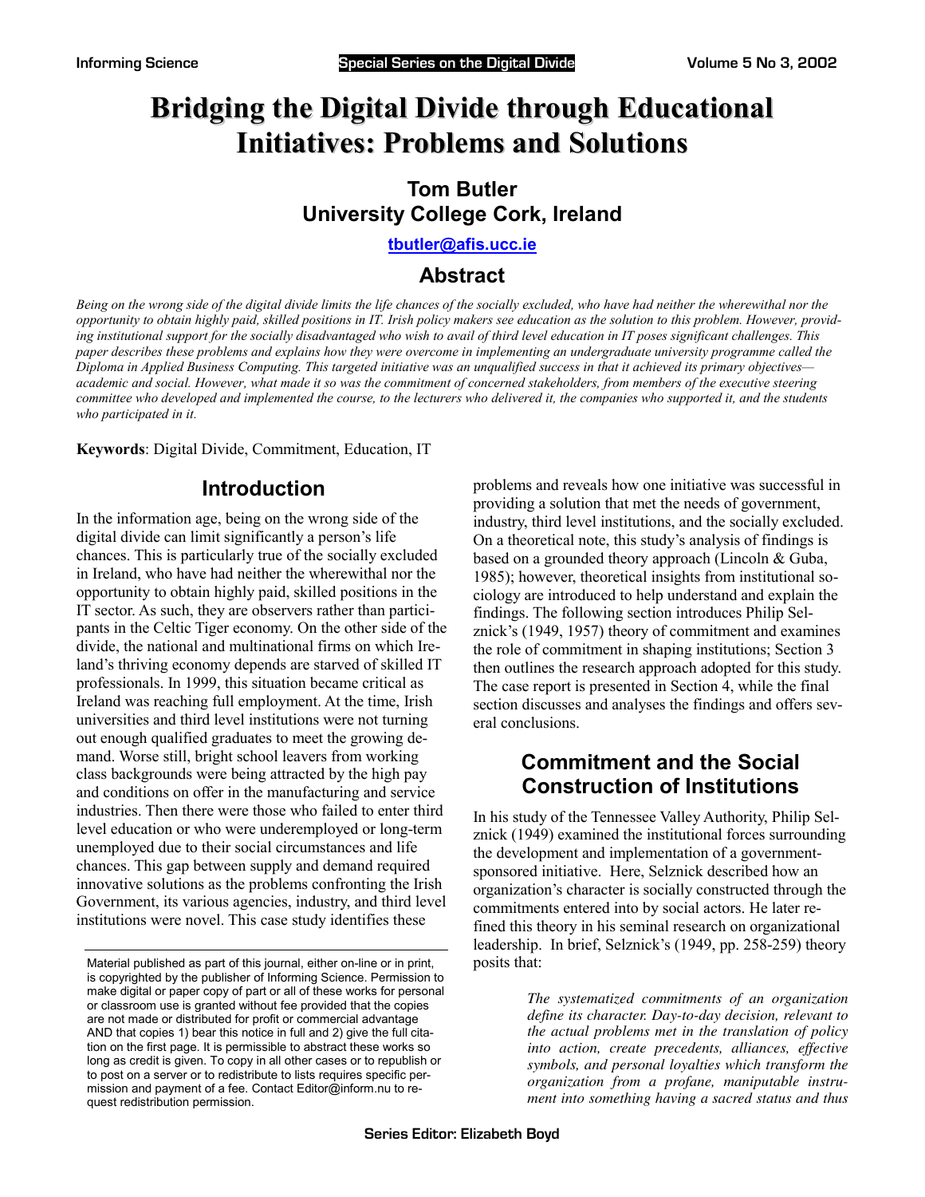# Bridging the Digital Divide through Educational Initiatives: Problems and Solutions

**Tom Butler**
**University College Cork, Ireland**

tbutler@afis.ucc.ie

## Abstract

*Being on the wrong side of the digital divide limits the life chances of the socially excluded, who have had neither the wherewithal nor the opportunity to obtain highly paid, skilled positions in IT. Irish policy makers see education as the solution to this problem. However, providing institutional support for the socially disadvantaged who wish to avail of third level education in IT poses significant challenges. This paper describes these problems and explains how they were overcome in implementing an undergraduate university programme called the Diploma in Applied Business Computing. This targeted initiative was an unqualified success in that it achieved its primary objectives—academic and social. However, what made it so was the commitment of concerned stakeholders, from members of the executive steering committee who developed and implemented the course, to the lecturers who delivered it, the companies who supported it, and the students who participated in it.*

**Keywords**: Digital Divide, Commitment, Education, IT

## Introduction

In the information age, being on the wrong side of the digital divide can limit significantly a person's life chances. This is particularly true of the socially excluded in Ireland, who have had neither the wherewithal nor the opportunity to obtain highly paid, skilled positions in the IT sector. As such, they are observers rather than participants in the Celtic Tiger economy. On the other side of the divide, the national and multinational firms on which Ireland's thriving economy depends are starved of skilled IT professionals. In 1999, this situation became critical as Ireland was reaching full employment. At the time, Irish universities and third level institutions were not turning out enough qualified graduates to meet the growing demand. Worse still, bright school leavers from working class backgrounds were being attracted by the high pay and conditions on offer in the manufacturing and service industries. Then there were those who failed to enter third level education or who were underemployed or long-term unemployed due to their social circumstances and life chances. This gap between supply and demand required innovative solutions as the problems confronting the Irish Government, its various agencies, industry, and third level institutions were novel. This case study identifies these problems and reveals how one initiative was successful in providing a solution that met the needs of government, industry, third level institutions, and the socially excluded. On a theoretical note, this study's analysis of findings is based on a grounded theory approach (Lincoln & Guba, 1985); however, theoretical insights from institutional sociology are introduced to help understand and explain the findings. The following section introduces Philip Selznick's (1949, 1957) theory of commitment and examines the role of commitment in shaping institutions; Section 3 then outlines the research approach adopted for this study. The case report is presented in Section 4, while the final section discusses and analyses the findings and offers several conclusions.

## Commitment and the Social Construction of Institutions

In his study of the Tennessee Valley Authority, Philip Selznick (1949) examined the institutional forces surrounding the development and implementation of a government-sponsored initiative. Here, Selznick described how an organization's character is socially constructed through the commitments entered into by social actors. He later refined this theory in his seminal research on organizational leadership. In brief, Selznick's (1949, pp. 258-259) theory posits that:

> *The systematized commitments of an organization define its character. Day-to-day decision, relevant to the actual problems met in the translation of policy into action, create precedents, alliances, effective symbols, and personal loyalties which transform the organization from a profane, maniputable instrument into something having a sacred status and thus*

Material published as part of this journal, either on-line or in print, is copyrighted by the publisher of Informing Science. Permission to make digital or paper copy of part or all of these works for personal or classroom use is granted without fee provided that the copies are not made or distributed for profit or commercial advantage AND that copies 1) bear this notice in full and 2) give the full citation on the first page. It is permissible to abstract these works so long as credit is given. To copy in all other cases or to republish or to post on a server or to redistribute to lists requires specific permission and payment of a fee. Contact Editor@inform.nu to request redistribution permission.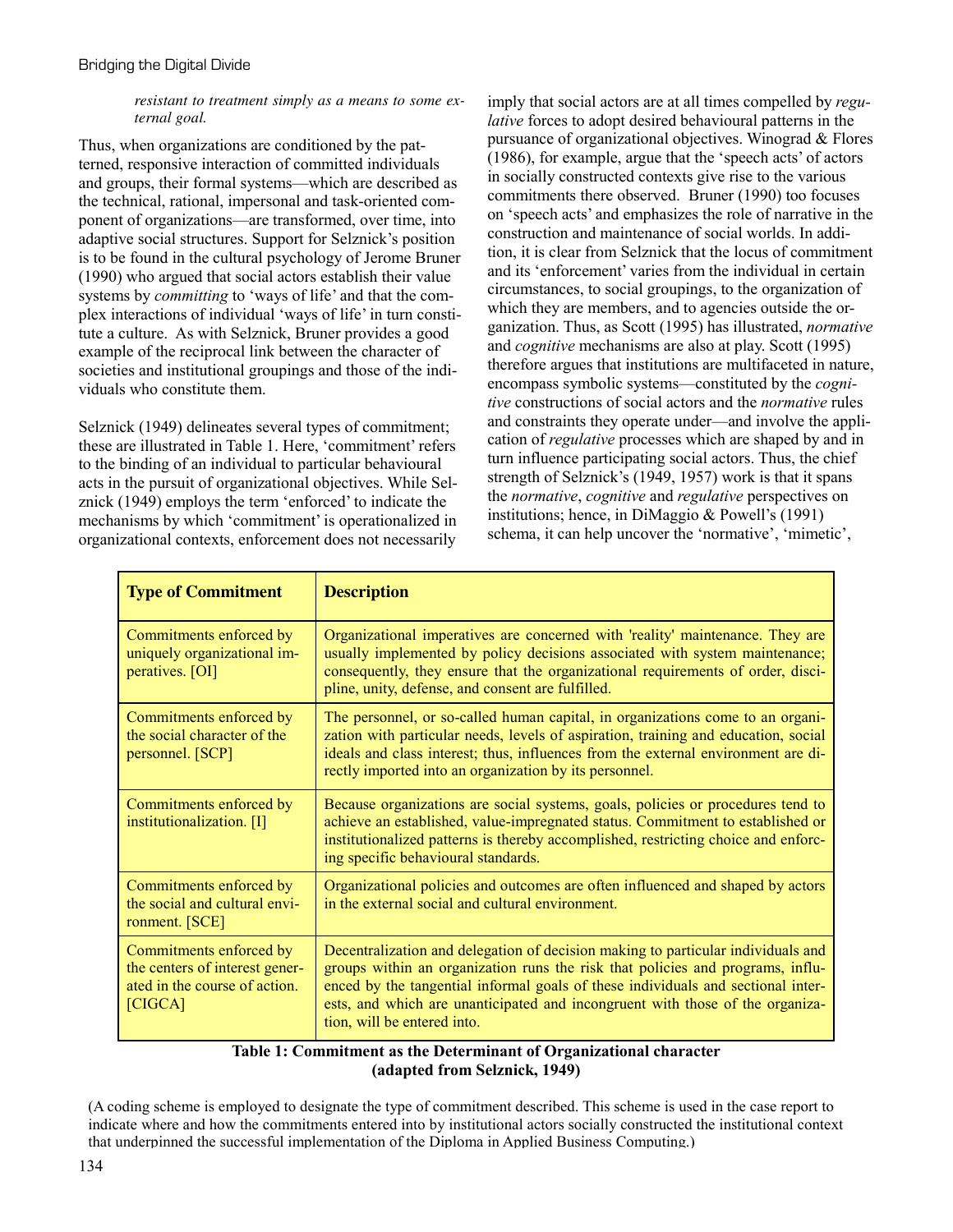*resistant to treatment simply as a means to some external goal.*

Thus, when organizations are conditioned by the patterned, responsive interaction of committed individuals and groups, their formal systems—which are described as the technical, rational, impersonal and task-oriented component of organizations—are transformed, over time, into adaptive social structures. Support for Selznick's position is to be found in the cultural psychology of Jerome Bruner (1990) who argued that social actors establish their value systems by *committing* to 'ways of life' and that the complex interactions of individual 'ways of life' in turn constitute a culture. As with Selznick, Bruner provides a good example of the reciprocal link between the character of societies and institutional groupings and those of the individuals who constitute them.

Selznick (1949) delineates several types of commitment; these are illustrated in Table 1. Here, 'commitment' refers to the binding of an individual to particular behavioural acts in the pursuit of organizational objectives. While Selznick (1949) employs the term 'enforced' to indicate the mechanisms by which 'commitment' is operationalized in organizational contexts, enforcement does not necessarily imply that social actors are at all times compelled by *regulative* forces to adopt desired behavioural patterns in the pursuance of organizational objectives. Winograd & Flores (1986), for example, argue that the 'speech acts' of actors in socially constructed contexts give rise to the various commitments there observed. Bruner (1990) too focuses on 'speech acts' and emphasizes the role of narrative in the construction and maintenance of social worlds. In addition, it is clear from Selznick that the locus of commitment and its 'enforcement' varies from the individual in certain circumstances, to social groupings, to the organization of which they are members, and to agencies outside the organization. Thus, as Scott (1995) has illustrated, *normative* and *cognitive* mechanisms are also at play. Scott (1995) therefore argues that institutions are multifaceted in nature, encompass symbolic systems—constituted by the *cognitive* constructions of social actors and the *normative* rules and constraints they operate under—and involve the application of *regulative* processes which are shaped by and in turn influence participating social actors. Thus, the chief strength of Selznick's (1949, 1957) work is that it spans the *normative*, *cognitive* and *regulative* perspectives on institutions; hence, in DiMaggio & Powell's (1991) schema, it can help uncover the 'normative', 'mimetic',

| **Type of Commitment** | **Description** |
|---|---|
| Commitments enforced by uniquely organizational imperatives. [OI] | Organizational imperatives are concerned with 'reality' maintenance. They are usually implemented by policy decisions associated with system maintenance; consequently, they ensure that the organizational requirements of order, discipline, unity, defense, and consent are fulfilled. |
| Commitments enforced by the social character of the personnel. [SCP] | The personnel, or so-called human capital, in organizations come to an organization with particular needs, levels of aspiration, training and education, social ideals and class interest; thus, influences from the external environment are directly imported into an organization by its personnel. |
| Commitments enforced by institutionalization. [I] | Because organizations are social systems, goals, policies or procedures tend to achieve an established, value-impregnated status. Commitment to established or institutionalized patterns is thereby accomplished, restricting choice and enforcing specific behavioural standards. |
| Commitments enforced by the social and cultural environment. [SCE] | Organizational policies and outcomes are often influenced and shaped by actors in the external social and cultural environment. |
| Commitments enforced by the centers of interest generated in the course of action. [CIGCA] | Decentralization and delegation of decision making to particular individuals and groups within an organization runs the risk that policies and programs, influenced by the tangential informal goals of these individuals and sectional interests, and which are unanticipated and incongruent with those of the organization, will be entered into. |

**Table 1: Commitment as the Determinant of Organizational character (adapted from Selznick, 1949)**

(A coding scheme is employed to designate the type of commitment described. This scheme is used in the case report to indicate where and how the commitments entered into by institutional actors socially constructed the institutional context that underpinned the successful implementation of the Diploma in Applied Business Computing.)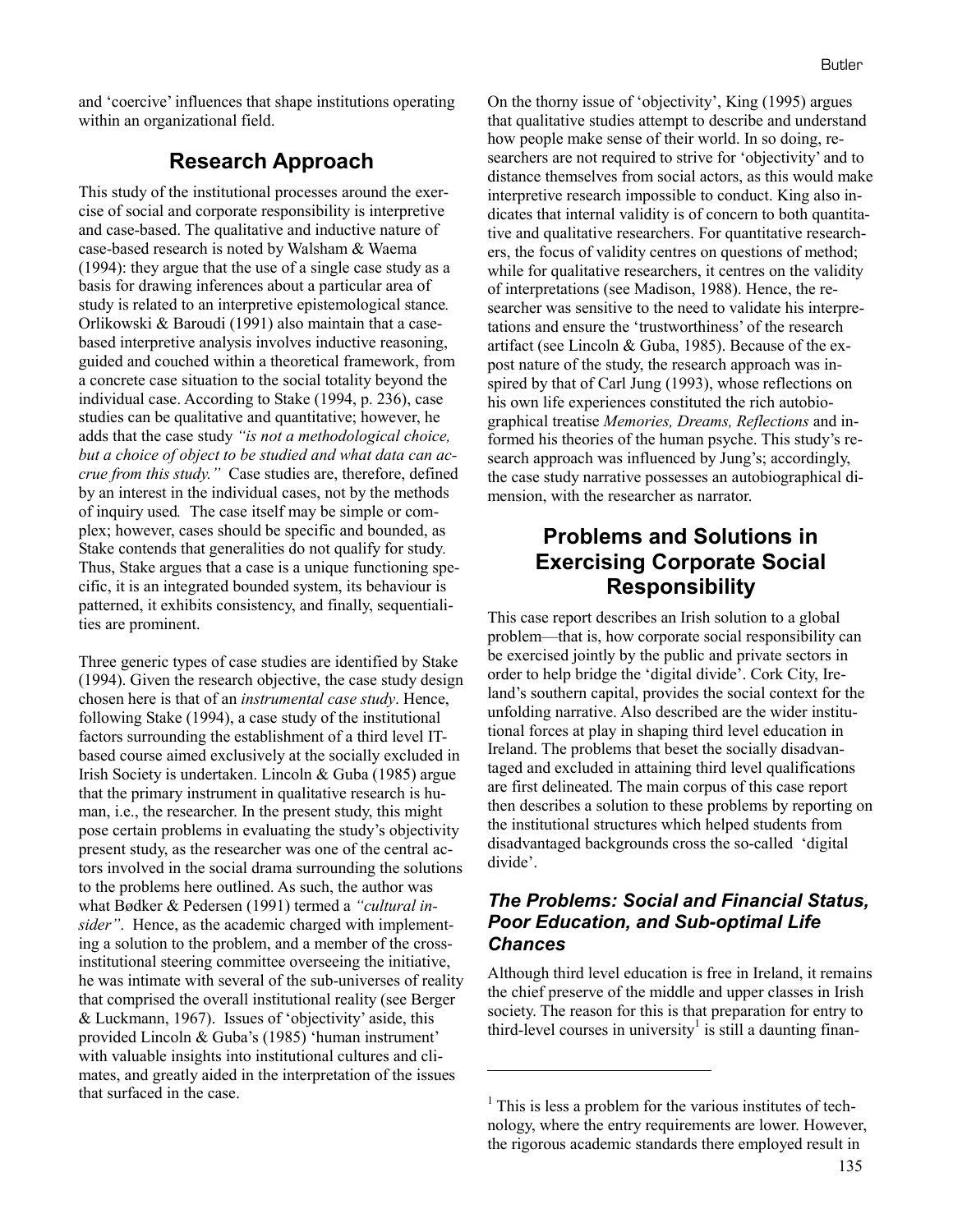and 'coercive' influences that shape institutions operating within an organizational field.

## Research Approach

This study of the institutional processes around the exercise of social and corporate responsibility is interpretive and case-based. The qualitative and inductive nature of case-based research is noted by Walsham & Waema (1994): they argue that the use of a single case study as a basis for drawing inferences about a particular area of study is related to an interpretive epistemological stance*.* Orlikowski & Baroudi (1991) also maintain that a case-based interpretive analysis involves inductive reasoning, guided and couched within a theoretical framework, from a concrete case situation to the social totality beyond the individual case. According to Stake (1994, p. 236), case studies can be qualitative and quantitative; however, he adds that the case study *"is not a methodological choice, but a choice of object to be studied and what data can accrue from this study."* Case studies are, therefore, defined by an interest in the individual cases, not by the methods of inquiry used*.* The case itself may be simple or complex; however, cases should be specific and bounded, as Stake contends that generalities do not qualify for study*.* Thus, Stake argues that a case is a unique functioning specific, it is an integrated bounded system, its behaviour is patterned, it exhibits consistency, and finally, sequentialities are prominent.

Three generic types of case studies are identified by Stake (1994). Given the research objective, the case study design chosen here is that of an *instrumental case study*. Hence, following Stake (1994), a case study of the institutional factors surrounding the establishment of a third level IT-based course aimed exclusively at the socially excluded in Irish Society is undertaken. Lincoln & Guba (1985) argue that the primary instrument in qualitative research is human, i.e., the researcher. In the present study, this might pose certain problems in evaluating the study's objectivity present study, as the researcher was one of the central actors involved in the social drama surrounding the solutions to the problems here outlined. As such, the author was what Bødker & Pedersen (1991) termed a *"cultural insider"*. Hence, as the academic charged with implementing a solution to the problem, and a member of the cross-institutional steering committee overseeing the initiative, he was intimate with several of the sub-universes of reality that comprised the overall institutional reality (see Berger & Luckmann, 1967). Issues of 'objectivity' aside, this provided Lincoln & Guba's (1985) 'human instrument' with valuable insights into institutional cultures and climates, and greatly aided in the interpretation of the issues that surfaced in the case.

On the thorny issue of 'objectivity', King (1995) argues that qualitative studies attempt to describe and understand how people make sense of their world. In so doing, researchers are not required to strive for 'objectivity' and to distance themselves from social actors, as this would make interpretive research impossible to conduct. King also indicates that internal validity is of concern to both quantitative and qualitative researchers. For quantitative researchers, the focus of validity centres on questions of method; while for qualitative researchers, it centres on the validity of interpretations (see Madison, 1988). Hence, the researcher was sensitive to the need to validate his interpretations and ensure the 'trustworthiness' of the research artifact (see Lincoln & Guba, 1985). Because of the ex-post nature of the study, the research approach was inspired by that of Carl Jung (1993), whose reflections on his own life experiences constituted the rich autobiographical treatise *Memories, Dreams, Reflections* and informed his theories of the human psyche. This study's research approach was influenced by Jung's; accordingly, the case study narrative possesses an autobiographical dimension, with the researcher as narrator.

## Problems and Solutions in Exercising Corporate Social Responsibility

This case report describes an Irish solution to a global problem—that is, how corporate social responsibility can be exercised jointly by the public and private sectors in order to help bridge the 'digital divide'. Cork City, Ireland's southern capital, provides the social context for the unfolding narrative. Also described are the wider institutional forces at play in shaping third level education in Ireland. The problems that beset the socially disadvantaged and excluded in attaining third level qualifications are first delineated. The main corpus of this case report then describes a solution to these problems by reporting on the institutional structures which helped students from disadvantaged backgrounds cross the so-called 'digital divide'.

### *The Problems: Social and Financial Status, Poor Education, and Sub-optimal Life Chances*

Although third level education is free in Ireland, it remains the chief preserve of the middle and upper classes in Irish society. The reason for this is that preparation for entry to third-level courses in university[1] is still a daunting finan-

[1] This is less a problem for the various institutes of technology, where the entry requirements are lower. However, the rigorous academic standards there employed result in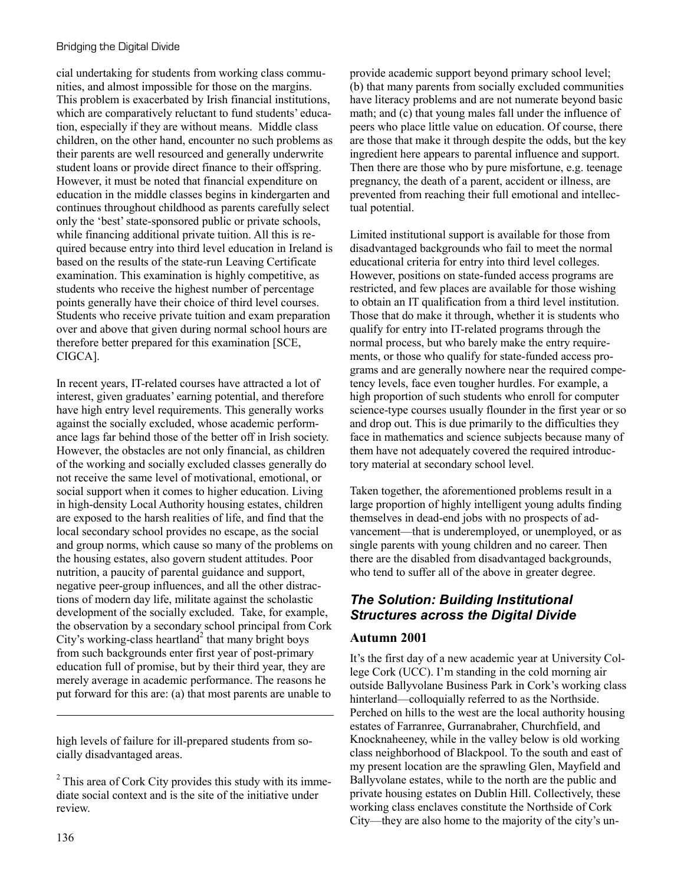cial undertaking for students from working class communities, and almost impossible for those on the margins. This problem is exacerbated by Irish financial institutions, which are comparatively reluctant to fund students' education, especially if they are without means. Middle class children, on the other hand, encounter no such problems as their parents are well resourced and generally underwrite student loans or provide direct finance to their offspring. However, it must be noted that financial expenditure on education in the middle classes begins in kindergarten and continues throughout childhood as parents carefully select only the 'best' state-sponsored public or private schools, while financing additional private tuition. All this is required because entry into third level education in Ireland is based on the results of the state-run Leaving Certificate examination. This examination is highly competitive, as students who receive the highest number of percentage points generally have their choice of third level courses. Students who receive private tuition and exam preparation over and above that given during normal school hours are therefore better prepared for this examination [SCE, CIGCA].

In recent years, IT-related courses have attracted a lot of interest, given graduates' earning potential, and therefore have high entry level requirements. This generally works against the socially excluded, whose academic performance lags far behind those of the better off in Irish society. However, the obstacles are not only financial, as children of the working and socially excluded classes generally do not receive the same level of motivational, emotional, or social support when it comes to higher education. Living in high-density Local Authority housing estates, children are exposed to the harsh realities of life, and find that the local secondary school provides no escape, as the social and group norms, which cause so many of the problems on the housing estates, also govern student attitudes. Poor nutrition, a paucity of parental guidance and support, negative peer-group influences, and all the other distractions of modern day life, militate against the scholastic development of the socially excluded. Take, for example, the observation by a secondary school principal from Cork City's working-class heartland[2] that many bright boys from such backgrounds enter first year of post-primary education full of promise, but by their third year, they are merely average in academic performance. The reasons he put forward for this are: (a) that most parents are unable to provide academic support beyond primary school level; (b) that many parents from socially excluded communities have literacy problems and are not numerate beyond basic math; and (c) that young males fall under the influence of peers who place little value on education. Of course, there are those that make it through despite the odds, but the key ingredient here appears to parental influence and support. Then there are those who by pure misfortune, e.g. teenage pregnancy, the death of a parent, accident or illness, are prevented from reaching their full emotional and intellectual potential.

Limited institutional support is available for those from disadvantaged backgrounds who fail to meet the normal educational criteria for entry into third level colleges. However, positions on state-funded access programs are restricted, and few places are available for those wishing to obtain an IT qualification from a third level institution. Those that do make it through, whether it is students who qualify for entry into IT-related programs through the normal process, but who barely make the entry requirements, or those who qualify for state-funded access programs and are generally nowhere near the required competency levels, face even tougher hurdles. For example, a high proportion of such students who enroll for computer science-type courses usually flounder in the first year or so and drop out. This is due primarily to the difficulties they face in mathematics and science subjects because many of them have not adequately covered the required introductory material at secondary school level.

Taken together, the aforementioned problems result in a large proportion of highly intelligent young adults finding themselves in dead-end jobs with no prospects of advancement—that is underemployed, or unemployed, or as single parents with young children and no career. Then there are the disabled from disadvantaged backgrounds, who tend to suffer all of the above in greater degree.

## *The Solution: Building Institutional Structures across the Digital Divide*

### Autumn 2001

It's the first day of a new academic year at University College Cork (UCC). I'm standing in the cold morning air outside Ballyvolane Business Park in Cork's working class hinterland—colloquially referred to as the Northside. Perched on hills to the west are the local authority housing estates of Farranree, Gurranabraher, Churchfield, and Knocknaheeney, while in the valley below is old working class neighborhood of Blackpool. To the south and east of my present location are the sprawling Glen, Mayfield and Ballyvolane estates, while to the north are the public and private housing estates on Dublin Hill. Collectively, these working class enclaves constitute the Northside of Cork City—they are also home to the majority of the city's un-

---

high levels of failure for ill-prepared students from socially disadvantaged areas.

[2] This area of Cork City provides this study with its immediate social context and is the site of the initiative under review.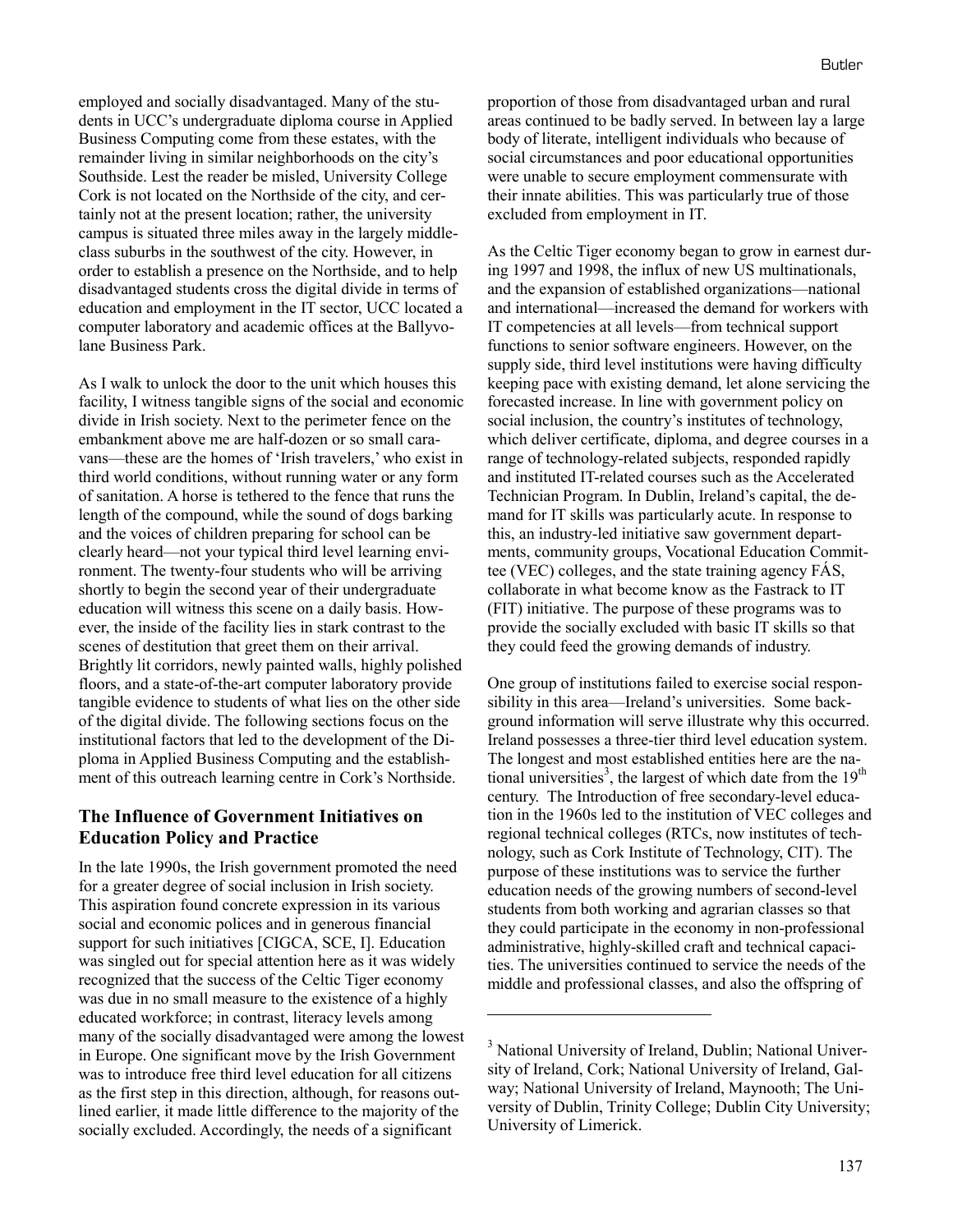employed and socially disadvantaged. Many of the students in UCC's undergraduate diploma course in Applied Business Computing come from these estates, with the remainder living in similar neighborhoods on the city's Southside. Lest the reader be misled, University College Cork is not located on the Northside of the city, and certainly not at the present location; rather, the university campus is situated three miles away in the largely middle-class suburbs in the southwest of the city. However, in order to establish a presence on the Northside, and to help disadvantaged students cross the digital divide in terms of education and employment in the IT sector, UCC located a computer laboratory and academic offices at the Ballyvolane Business Park.

As I walk to unlock the door to the unit which houses this facility, I witness tangible signs of the social and economic divide in Irish society. Next to the perimeter fence on the embankment above me are half-dozen or so small caravans—these are the homes of 'Irish travelers,' who exist in third world conditions, without running water or any form of sanitation. A horse is tethered to the fence that runs the length of the compound, while the sound of dogs barking and the voices of children preparing for school can be clearly heard—not your typical third level learning environment. The twenty-four students who will be arriving shortly to begin the second year of their undergraduate education will witness this scene on a daily basis. However, the inside of the facility lies in stark contrast to the scenes of destitution that greet them on their arrival. Brightly lit corridors, newly painted walls, highly polished floors, and a state-of-the-art computer laboratory provide tangible evidence to students of what lies on the other side of the digital divide. The following sections focus on the institutional factors that led to the development of the Diploma in Applied Business Computing and the establishment of this outreach learning centre in Cork's Northside.

## The Influence of Government Initiatives on Education Policy and Practice

In the late 1990s, the Irish government promoted the need for a greater degree of social inclusion in Irish society. This aspiration found concrete expression in its various social and economic polices and in generous financial support for such initiatives [CIGCA, SCE, I]. Education was singled out for special attention here as it was widely recognized that the success of the Celtic Tiger economy was due in no small measure to the existence of a highly educated workforce; in contrast, literacy levels among many of the socially disadvantaged were among the lowest in Europe. One significant move by the Irish Government was to introduce free third level education for all citizens as the first step in this direction, although, for reasons outlined earlier, it made little difference to the majority of the socially excluded. Accordingly, the needs of a significant proportion of those from disadvantaged urban and rural areas continued to be badly served. In between lay a large body of literate, intelligent individuals who because of social circumstances and poor educational opportunities were unable to secure employment commensurate with their innate abilities. This was particularly true of those excluded from employment in IT.

As the Celtic Tiger economy began to grow in earnest during 1997 and 1998, the influx of new US multinationals, and the expansion of established organizations—national and international—increased the demand for workers with IT competencies at all levels—from technical support functions to senior software engineers. However, on the supply side, third level institutions were having difficulty keeping pace with existing demand, let alone servicing the forecasted increase. In line with government policy on social inclusion, the country's institutes of technology, which deliver certificate, diploma, and degree courses in a range of technology-related subjects, responded rapidly and instituted IT-related courses such as the Accelerated Technician Program. In Dublin, Ireland's capital, the demand for IT skills was particularly acute. In response to this, an industry-led initiative saw government departments, community groups, Vocational Education Committee (VEC) colleges, and the state training agency FÁS, collaborate in what become know as the Fastrack to IT (FIT) initiative. The purpose of these programs was to provide the socially excluded with basic IT skills so that they could feed the growing demands of industry.

One group of institutions failed to exercise social responsibility in this area—Ireland's universities. Some background information will serve illustrate why this occurred. Ireland possesses a three-tier third level education system. The longest and most established entities here are the national universities[3], the largest of which date from the 19th century. The Introduction of free secondary-level education in the 1960s led to the institution of VEC colleges and regional technical colleges (RTCs, now institutes of technology, such as Cork Institute of Technology, CIT). The purpose of these institutions was to service the further education needs of the growing numbers of second-level students from both working and agrarian classes so that they could participate in the economy in non-professional administrative, highly-skilled craft and technical capacities. The universities continued to service the needs of the middle and professional classes, and also the offspring of

[3] National University of Ireland, Dublin; National University of Ireland, Cork; National University of Ireland, Galway; National University of Ireland, Maynooth; The University of Dublin, Trinity College; Dublin City University; University of Limerick.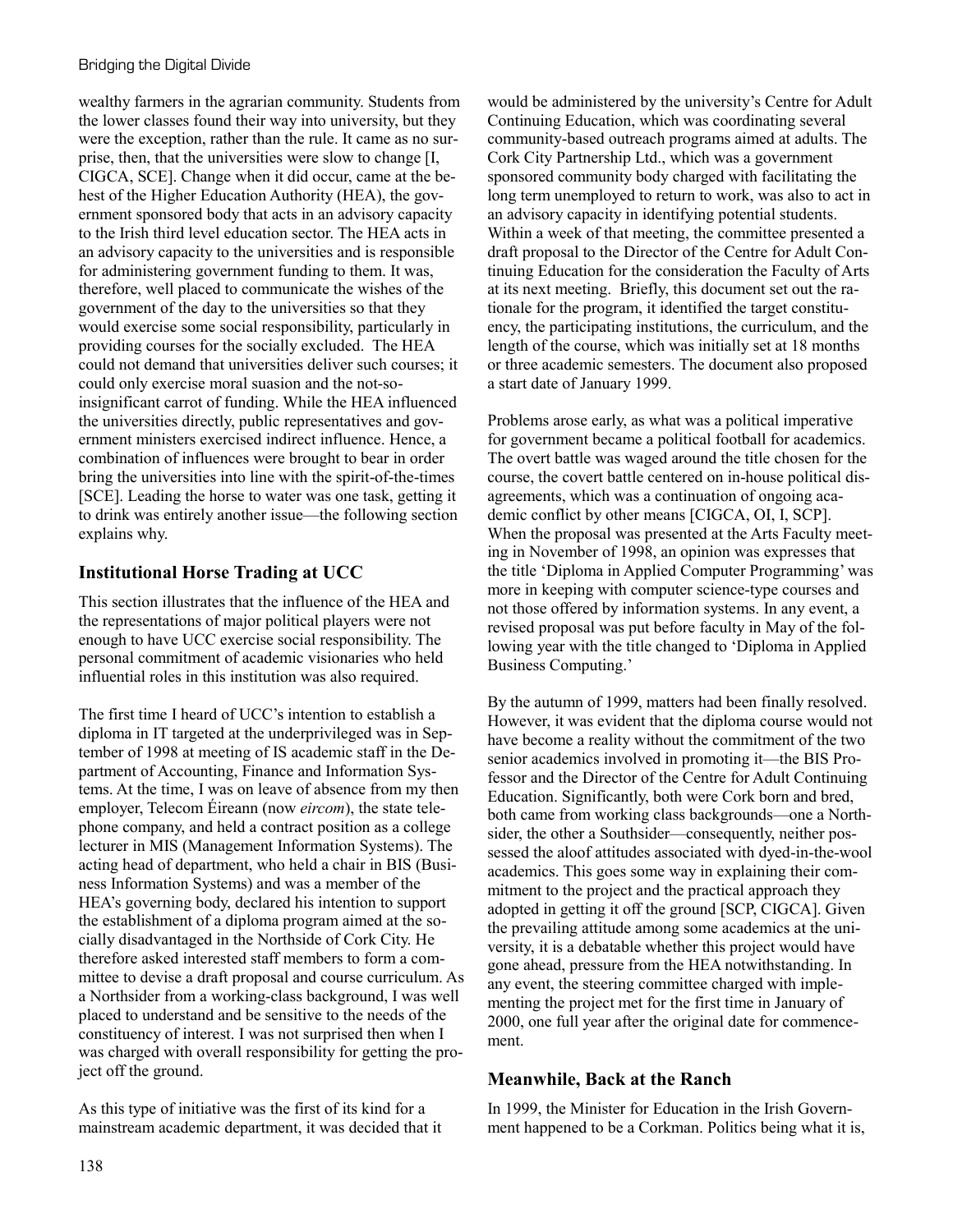wealthy farmers in the agrarian community. Students from the lower classes found their way into university, but they were the exception, rather than the rule. It came as no surprise, then, that the universities were slow to change [I, CIGCA, SCE]. Change when it did occur, came at the behest of the Higher Education Authority (HEA), the government sponsored body that acts in an advisory capacity to the Irish third level education sector. The HEA acts in an advisory capacity to the universities and is responsible for administering government funding to them. It was, therefore, well placed to communicate the wishes of the government of the day to the universities so that they would exercise some social responsibility, particularly in providing courses for the socially excluded. The HEA could not demand that universities deliver such courses; it could only exercise moral suasion and the not-so-insignificant carrot of funding. While the HEA influenced the universities directly, public representatives and government ministers exercised indirect influence. Hence, a combination of influences were brought to bear in order bring the universities into line with the spirit-of-the-times [SCE]. Leading the horse to water was one task, getting it to drink was entirely another issue—the following section explains why.

## Institutional Horse Trading at UCC

This section illustrates that the influence of the HEA and the representations of major political players were not enough to have UCC exercise social responsibility. The personal commitment of academic visionaries who held influential roles in this institution was also required.

The first time I heard of UCC's intention to establish a diploma in IT targeted at the underprivileged was in September of 1998 at meeting of IS academic staff in the Department of Accounting, Finance and Information Systems. At the time, I was on leave of absence from my then employer, Telecom Éireann (now *eircom*), the state telephone company, and held a contract position as a college lecturer in MIS (Management Information Systems). The acting head of department, who held a chair in BIS (Business Information Systems) and was a member of the HEA's governing body, declared his intention to support the establishment of a diploma program aimed at the socially disadvantaged in the Northside of Cork City. He therefore asked interested staff members to form a committee to devise a draft proposal and course curriculum. As a Northsider from a working-class background, I was well placed to understand and be sensitive to the needs of the constituency of interest. I was not surprised then when I was charged with overall responsibility for getting the project off the ground.

As this type of initiative was the first of its kind for a mainstream academic department, it was decided that it would be administered by the university's Centre for Adult Continuing Education, which was coordinating several community-based outreach programs aimed at adults. The Cork City Partnership Ltd., which was a government sponsored community body charged with facilitating the long term unemployed to return to work, was also to act in an advisory capacity in identifying potential students. Within a week of that meeting, the committee presented a draft proposal to the Director of the Centre for Adult Continuing Education for the consideration the Faculty of Arts at its next meeting. Briefly, this document set out the rationale for the program, it identified the target constituency, the participating institutions, the curriculum, and the length of the course, which was initially set at 18 months or three academic semesters. The document also proposed a start date of January 1999.

Problems arose early, as what was a political imperative for government became a political football for academics. The overt battle was waged around the title chosen for the course, the covert battle centered on in-house political disagreements, which was a continuation of ongoing academic conflict by other means [CIGCA, OI, I, SCP]. When the proposal was presented at the Arts Faculty meeting in November of 1998, an opinion was expresses that the title 'Diploma in Applied Computer Programming' was more in keeping with computer science-type courses and not those offered by information systems. In any event, a revised proposal was put before faculty in May of the following year with the title changed to 'Diploma in Applied Business Computing.'

By the autumn of 1999, matters had been finally resolved. However, it was evident that the diploma course would not have become a reality without the commitment of the two senior academics involved in promoting it—the BIS Professor and the Director of the Centre for Adult Continuing Education. Significantly, both were Cork born and bred, both came from working class backgrounds—one a Northsider, the other a Southsider—consequently, neither possessed the aloof attitudes associated with dyed-in-the-wool academics. This goes some way in explaining their commitment to the project and the practical approach they adopted in getting it off the ground [SCP, CIGCA]. Given the prevailing attitude among some academics at the university, it is a debatable whether this project would have gone ahead, pressure from the HEA notwithstanding. In any event, the steering committee charged with implementing the project met for the first time in January of 2000, one full year after the original date for commencement.

## Meanwhile, Back at the Ranch

In 1999, the Minister for Education in the Irish Government happened to be a Corkman. Politics being what it is,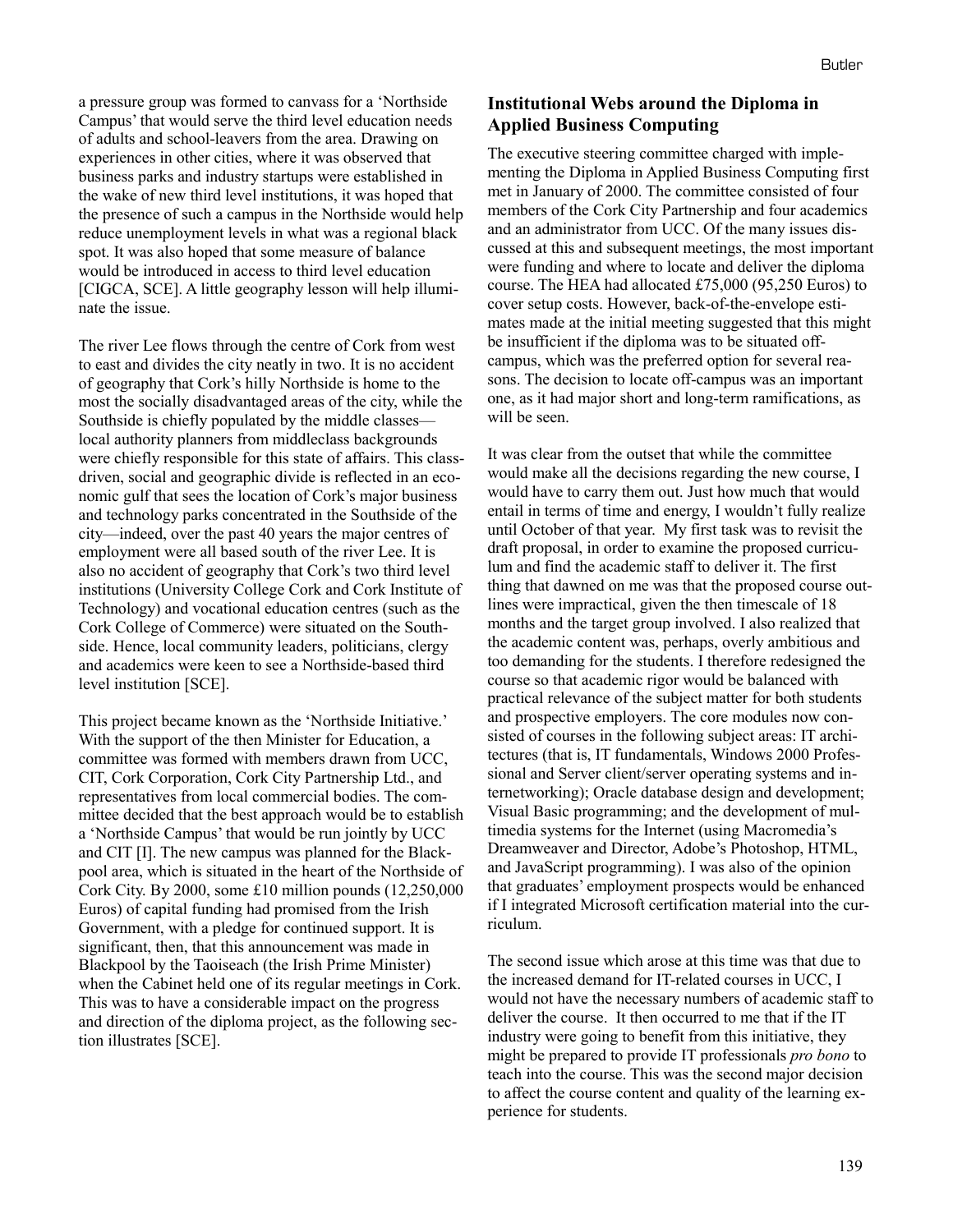a pressure group was formed to canvass for a 'Northside Campus' that would serve the third level education needs of adults and school-leavers from the area. Drawing on experiences in other cities, where it was observed that business parks and industry startups were established in the wake of new third level institutions, it was hoped that the presence of such a campus in the Northside would help reduce unemployment levels in what was a regional black spot. It was also hoped that some measure of balance would be introduced in access to third level education [CIGCA, SCE]. A little geography lesson will help illuminate the issue.

The river Lee flows through the centre of Cork from west to east and divides the city neatly in two. It is no accident of geography that Cork's hilly Northside is home to the most the socially disadvantaged areas of the city, while the Southside is chiefly populated by the middle classes—local authority planners from middleclass backgrounds were chiefly responsible for this state of affairs. This class-driven, social and geographic divide is reflected in an economic gulf that sees the location of Cork's major business and technology parks concentrated in the Southside of the city—indeed, over the past 40 years the major centres of employment were all based south of the river Lee. It is also no accident of geography that Cork's two third level institutions (University College Cork and Cork Institute of Technology) and vocational education centres (such as the Cork College of Commerce) were situated on the Southside. Hence, local community leaders, politicians, clergy and academics were keen to see a Northside-based third level institution [SCE].

This project became known as the 'Northside Initiative.' With the support of the then Minister for Education, a committee was formed with members drawn from UCC, CIT, Cork Corporation, Cork City Partnership Ltd., and representatives from local commercial bodies. The committee decided that the best approach would be to establish a 'Northside Campus' that would be run jointly by UCC and CIT [I]. The new campus was planned for the Blackpool area, which is situated in the heart of the Northside of Cork City. By 2000, some £10 million pounds (12,250,000 Euros) of capital funding had promised from the Irish Government, with a pledge for continued support. It is significant, then, that this announcement was made in Blackpool by the Taoiseach (the Irish Prime Minister) when the Cabinet held one of its regular meetings in Cork. This was to have a considerable impact on the progress and direction of the diploma project, as the following section illustrates [SCE].

## Institutional Webs around the Diploma in Applied Business Computing

The executive steering committee charged with implementing the Diploma in Applied Business Computing first met in January of 2000. The committee consisted of four members of the Cork City Partnership and four academics and an administrator from UCC. Of the many issues discussed at this and subsequent meetings, the most important were funding and where to locate and deliver the diploma course. The HEA had allocated £75,000 (95,250 Euros) to cover setup costs. However, back-of-the-envelope estimates made at the initial meeting suggested that this might be insufficient if the diploma was to be situated off-campus, which was the preferred option for several reasons. The decision to locate off-campus was an important one, as it had major short and long-term ramifications, as will be seen.

It was clear from the outset that while the committee would make all the decisions regarding the new course, I would have to carry them out. Just how much that would entail in terms of time and energy, I wouldn't fully realize until October of that year. My first task was to revisit the draft proposal, in order to examine the proposed curriculum and find the academic staff to deliver it. The first thing that dawned on me was that the proposed course outlines were impractical, given the then timescale of 18 months and the target group involved. I also realized that the academic content was, perhaps, overly ambitious and too demanding for the students. I therefore redesigned the course so that academic rigor would be balanced with practical relevance of the subject matter for both students and prospective employers. The core modules now consisted of courses in the following subject areas: IT architectures (that is, IT fundamentals, Windows 2000 Professional and Server client/server operating systems and internetworking); Oracle database design and development; Visual Basic programming; and the development of multimedia systems for the Internet (using Macromedia's Dreamweaver and Director, Adobe's Photoshop, HTML, and JavaScript programming). I was also of the opinion that graduates' employment prospects would be enhanced if I integrated Microsoft certification material into the curriculum.

The second issue which arose at this time was that due to the increased demand for IT-related courses in UCC, I would not have the necessary numbers of academic staff to deliver the course. It then occurred to me that if the IT industry were going to benefit from this initiative, they might be prepared to provide IT professionals *pro bono* to teach into the course. This was the second major decision to affect the course content and quality of the learning experience for students.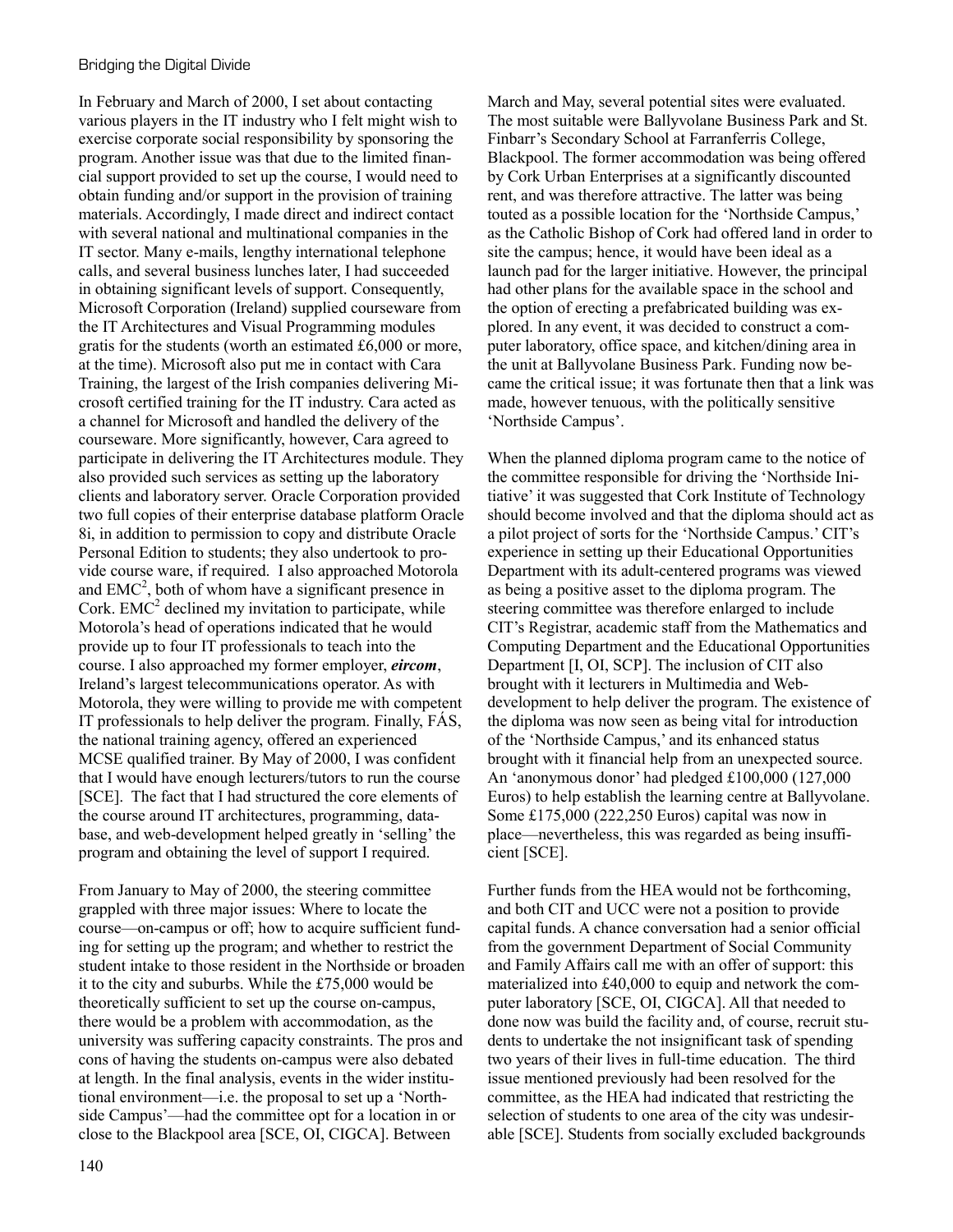In February and March of 2000, I set about contacting various players in the IT industry who I felt might wish to exercise corporate social responsibility by sponsoring the program. Another issue was that due to the limited financial support provided to set up the course, I would need to obtain funding and/or support in the provision of training materials. Accordingly, I made direct and indirect contact with several national and multinational companies in the IT sector. Many e-mails, lengthy international telephone calls, and several business lunches later, I had succeeded in obtaining significant levels of support. Consequently, Microsoft Corporation (Ireland) supplied courseware from the IT Architectures and Visual Programming modules gratis for the students (worth an estimated £6,000 or more, at the time). Microsoft also put me in contact with Cara Training, the largest of the Irish companies delivering Microsoft certified training for the IT industry. Cara acted as a channel for Microsoft and handled the delivery of the courseware. More significantly, however, Cara agreed to participate in delivering the IT Architectures module. They also provided such services as setting up the laboratory clients and laboratory server. Oracle Corporation provided two full copies of their enterprise database platform Oracle 8i, in addition to permission to copy and distribute Oracle Personal Edition to students; they also undertook to provide course ware, if required. I also approached Motorola and $EMC^2$, both of whom have a significant presence in Cork. $EMC^2$ declined my invitation to participate, while Motorola's head of operations indicated that he would provide up to four IT professionals to teach into the course. I also approached my former employer, ***eircom***, Ireland's largest telecommunications operator. As with Motorola, they were willing to provide me with competent IT professionals to help deliver the program. Finally, FÁS, the national training agency, offered an experienced MCSE qualified trainer. By May of 2000, I was confident that I would have enough lecturers/tutors to run the course [SCE]. The fact that I had structured the core elements of the course around IT architectures, programming, database, and web-development helped greatly in 'selling' the program and obtaining the level of support I required.

From January to May of 2000, the steering committee grappled with three major issues: Where to locate the course—on-campus or off; how to acquire sufficient funding for setting up the program; and whether to restrict the student intake to those resident in the Northside or broaden it to the city and suburbs. While the £75,000 would be theoretically sufficient to set up the course on-campus, there would be a problem with accommodation, as the university was suffering capacity constraints. The pros and cons of having the students on-campus were also debated at length. In the final analysis, events in the wider institutional environment—i.e. the proposal to set up a 'Northside Campus'—had the committee opt for a location in or close to the Blackpool area [SCE, OI, CIGCA]. Between March and May, several potential sites were evaluated. The most suitable were Ballyvolane Business Park and St. Finbarr's Secondary School at Farranferris College, Blackpool. The former accommodation was being offered by Cork Urban Enterprises at a significantly discounted rent, and was therefore attractive. The latter was being touted as a possible location for the 'Northside Campus,' as the Catholic Bishop of Cork had offered land in order to site the campus; hence, it would have been ideal as a launch pad for the larger initiative. However, the principal had other plans for the available space in the school and the option of erecting a prefabricated building was explored. In any event, it was decided to construct a computer laboratory, office space, and kitchen/dining area in the unit at Ballyvolane Business Park. Funding now became the critical issue; it was fortunate then that a link was made, however tenuous, with the politically sensitive 'Northside Campus'.

When the planned diploma program came to the notice of the committee responsible for driving the 'Northside Initiative' it was suggested that Cork Institute of Technology should become involved and that the diploma should act as a pilot project of sorts for the 'Northside Campus.' CIT's experience in setting up their Educational Opportunities Department with its adult-centered programs was viewed as being a positive asset to the diploma program. The steering committee was therefore enlarged to include CIT's Registrar, academic staff from the Mathematics and Computing Department and the Educational Opportunities Department [I, OI, SCP]. The inclusion of CIT also brought with it lecturers in Multimedia and Web-development to help deliver the program. The existence of the diploma was now seen as being vital for introduction of the 'Northside Campus,' and its enhanced status brought with it financial help from an unexpected source. An 'anonymous donor' had pledged £100,000 (127,000 Euros) to help establish the learning centre at Ballyvolane. Some £175,000 (222,250 Euros) capital was now in place—nevertheless, this was regarded as being insufficient [SCE].

Further funds from the HEA would not be forthcoming, and both CIT and UCC were not a position to provide capital funds. A chance conversation had a senior official from the government Department of Social Community and Family Affairs call me with an offer of support: this materialized into £40,000 to equip and network the computer laboratory [SCE, OI, CIGCA]. All that needed to done now was build the facility and, of course, recruit students to undertake the not insignificant task of spending two years of their lives in full-time education. The third issue mentioned previously had been resolved for the committee, as the HEA had indicated that restricting the selection of students to one area of the city was undesirable [SCE]. Students from socially excluded backgrounds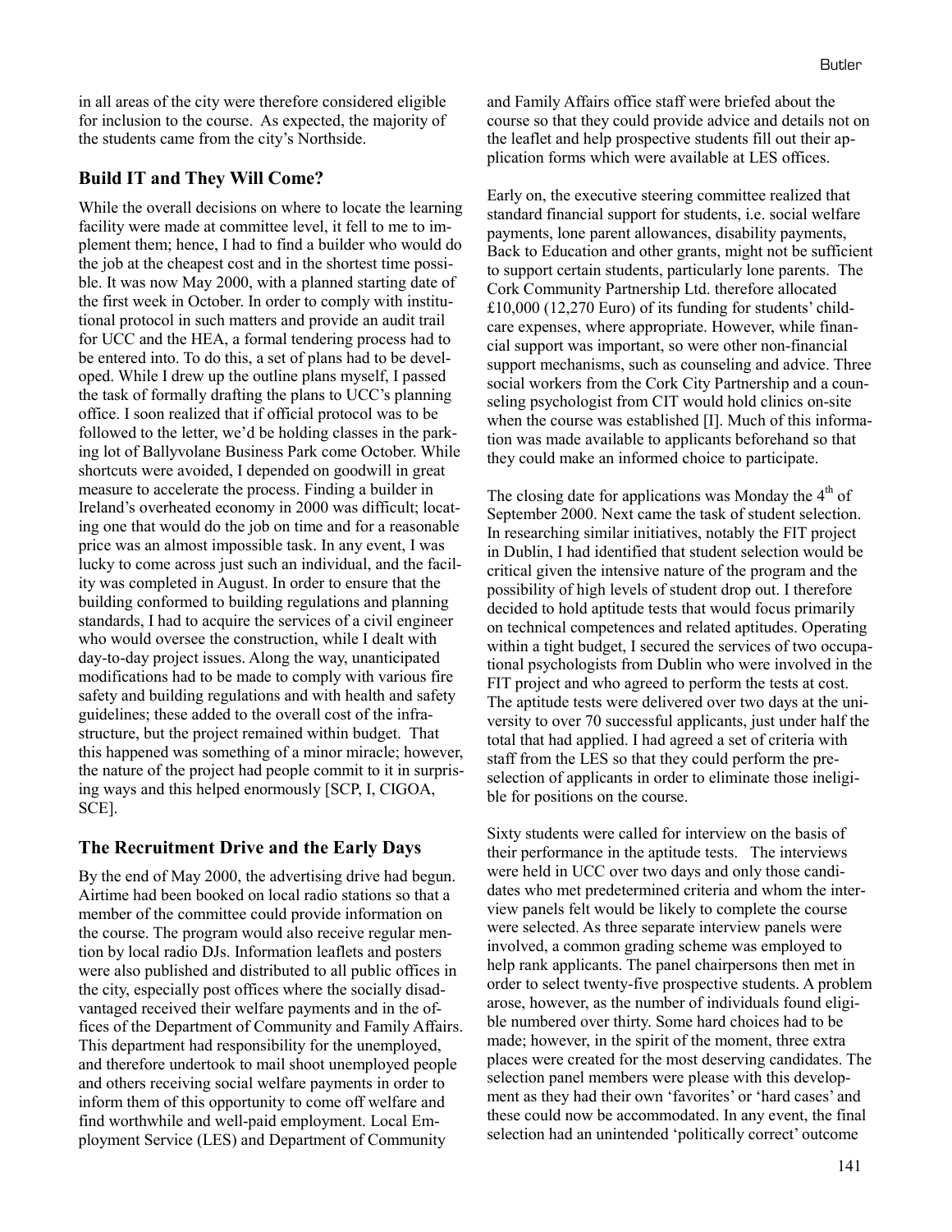in all areas of the city were therefore considered eligible for inclusion to the course. As expected, the majority of the students came from the city's Northside.

## Build IT and They Will Come?

While the overall decisions on where to locate the learning facility were made at committee level, it fell to me to implement them; hence, I had to find a builder who would do the job at the cheapest cost and in the shortest time possible. It was now May 2000, with a planned starting date of the first week in October. In order to comply with institutional protocol in such matters and provide an audit trail for UCC and the HEA, a formal tendering process had to be entered into. To do this, a set of plans had to be developed. While I drew up the outline plans myself, I passed the task of formally drafting the plans to UCC's planning office. I soon realized that if official protocol was to be followed to the letter, we'd be holding classes in the parking lot of Ballyvolane Business Park come October. While shortcuts were avoided, I depended on goodwill in great measure to accelerate the process. Finding a builder in Ireland's overheated economy in 2000 was difficult; locating one that would do the job on time and for a reasonable price was an almost impossible task. In any event, I was lucky to come across just such an individual, and the facility was completed in August. In order to ensure that the building conformed to building regulations and planning standards, I had to acquire the services of a civil engineer who would oversee the construction, while I dealt with day-to-day project issues. Along the way, unanticipated modifications had to be made to comply with various fire safety and building regulations and with health and safety guidelines; these added to the overall cost of the infrastructure, but the project remained within budget. That this happened was something of a minor miracle; however, the nature of the project had people commit to it in surprising ways and this helped enormously [SCP, I, CIGOA, SCE].

## The Recruitment Drive and the Early Days

By the end of May 2000, the advertising drive had begun. Airtime had been booked on local radio stations so that a member of the committee could provide information on the course. The program would also receive regular mention by local radio DJs. Information leaflets and posters were also published and distributed to all public offices in the city, especially post offices where the socially disadvantaged received their welfare payments and in the offices of the Department of Community and Family Affairs. This department had responsibility for the unemployed, and therefore undertook to mail shoot unemployed people and others receiving social welfare payments in order to inform them of this opportunity to come off welfare and find worthwhile and well-paid employment. Local Employment Service (LES) and Department of Community and Family Affairs office staff were briefed about the course so that they could provide advice and details not on the leaflet and help prospective students fill out their application forms which were available at LES offices.

Early on, the executive steering committee realized that standard financial support for students, i.e. social welfare payments, lone parent allowances, disability payments, Back to Education and other grants, might not be sufficient to support certain students, particularly lone parents. The Cork Community Partnership Ltd. therefore allocated £10,000 (12,270 Euro) of its funding for students' childcare expenses, where appropriate. However, while financial support was important, so were other non-financial support mechanisms, such as counseling and advice. Three social workers from the Cork City Partnership and a counseling psychologist from CIT would hold clinics on-site when the course was established [I]. Much of this information was made available to applicants beforehand so that they could make an informed choice to participate.

The closing date for applications was Monday the 4th of September 2000. Next came the task of student selection. In researching similar initiatives, notably the FIT project in Dublin, I had identified that student selection would be critical given the intensive nature of the program and the possibility of high levels of student drop out. I therefore decided to hold aptitude tests that would focus primarily on technical competences and related aptitudes. Operating within a tight budget, I secured the services of two occupational psychologists from Dublin who were involved in the FIT project and who agreed to perform the tests at cost. The aptitude tests were delivered over two days at the university to over 70 successful applicants, just under half the total that had applied. I had agreed a set of criteria with staff from the LES so that they could perform the preselection of applicants in order to eliminate those ineligible for positions on the course.

Sixty students were called for interview on the basis of their performance in the aptitude tests. The interviews were held in UCC over two days and only those candidates who met predetermined criteria and whom the interview panels felt would be likely to complete the course were selected. As three separate interview panels were involved, a common grading scheme was employed to help rank applicants. The panel chairpersons then met in order to select twenty-five prospective students. A problem arose, however, as the number of individuals found eligible numbered over thirty. Some hard choices had to be made; however, in the spirit of the moment, three extra places were created for the most deserving candidates. The selection panel members were please with this development as they had their own 'favorites' or 'hard cases' and these could now be accommodated. In any event, the final selection had an unintended 'politically correct' outcome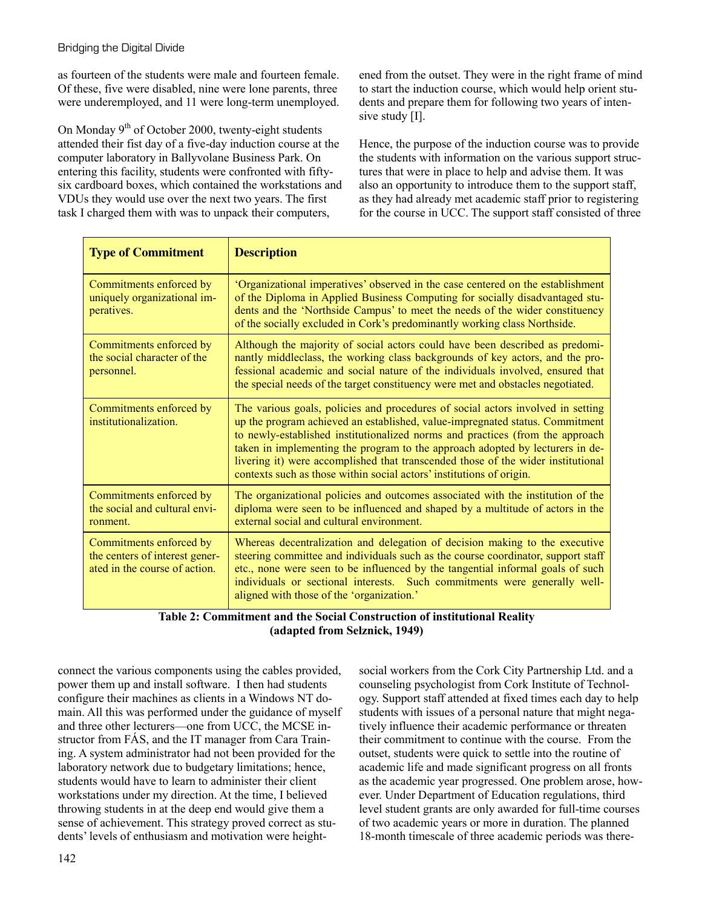as fourteen of the students were male and fourteen female. Of these, five were disabled, nine were lone parents, three were underemployed, and 11 were long-term unemployed.

On Monday 9th of October 2000, twenty-eight students attended their fist day of a five-day induction course at the computer laboratory in Ballyvolane Business Park. On entering this facility, students were confronted with fifty-six cardboard boxes, which contained the workstations and VDUs they would use over the next two years. The first task I charged them with was to unpack their computers, connect the various components using the cables provided, power them up and install software. I then had students configure their machines as clients in a Windows NT domain. All this was performed under the guidance of myself and three other lecturers—one from UCC, the MCSE instructor from FÁS, and the IT manager from Cara Training. A system administrator had not been provided for the laboratory network due to budgetary limitations; hence, students would have to learn to administer their client workstations under my direction. At the time, I believed throwing students in at the deep end would give them a sense of achievement. This strategy proved correct as students' levels of enthusiasm and motivation were heightened from the outset. They were in the right frame of mind to start the induction course, which would help orient students and prepare them for following two years of intensive study [I].

Hence, the purpose of the induction course was to provide the students with information on the various support structures that were in place to help and advise them. It was also an opportunity to introduce them to the support staff, as they had already met academic staff prior to registering for the course in UCC. The support staff consisted of three social workers from the Cork City Partnership Ltd. and a counseling psychologist from Cork Institute of Technology. Support staff attended at fixed times each day to help students with issues of a personal nature that might negatively influence their academic performance or threaten their commitment to continue with the course. From the outset, students were quick to settle into the routine of academic life and made significant progress on all fronts as the academic year progressed. One problem arose, however. Under Department of Education regulations, third level student grants are only awarded for full-time courses of two academic years or more in duration. The planned 18-month timescale of three academic periods was there-

| **Type of Commitment** | **Description** |
|---|---|
| Commitments enforced by uniquely organizational imperatives. | 'Organizational imperatives' observed in the case centered on the establishment of the Diploma in Applied Business Computing for socially disadvantaged students and the 'Northside Campus' to meet the needs of the wider constituency of the socially excluded in Cork's predominantly working class Northside. |
| Commitments enforced by the social character of the personnel. | Although the majority of social actors could have been described as predominantly middleclass, the working class backgrounds of key actors, and the professional academic and social nature of the individuals involved, ensured that the special needs of the target constituency were met and obstacles negotiated. |
| Commitments enforced by institutionalization. | The various goals, policies and procedures of social actors involved in setting up the program achieved an established, value-impregnated status. Commitment to newly-established institutionalized norms and practices (from the approach taken in implementing the program to the approach adopted by lecturers in delivering it) were accomplished that transcended those of the wider institutional contexts such as those within social actors' institutions of origin. |
| Commitments enforced by the social and cultural environment. | The organizational policies and outcomes associated with the institution of the diploma were seen to be influenced and shaped by a multitude of actors in the external social and cultural environment. |
| Commitments enforced by the centers of interest generated in the course of action. | Whereas decentralization and delegation of decision making to the executive steering committee and individuals such as the course coordinator, support staff etc., none were seen to be influenced by the tangential informal goals of such individuals or sectional interests. Such commitments were generally well-aligned with those of the 'organization.' |

**Table 2: Commitment and the Social Construction of institutional Reality (adapted from Selznick, 1949)**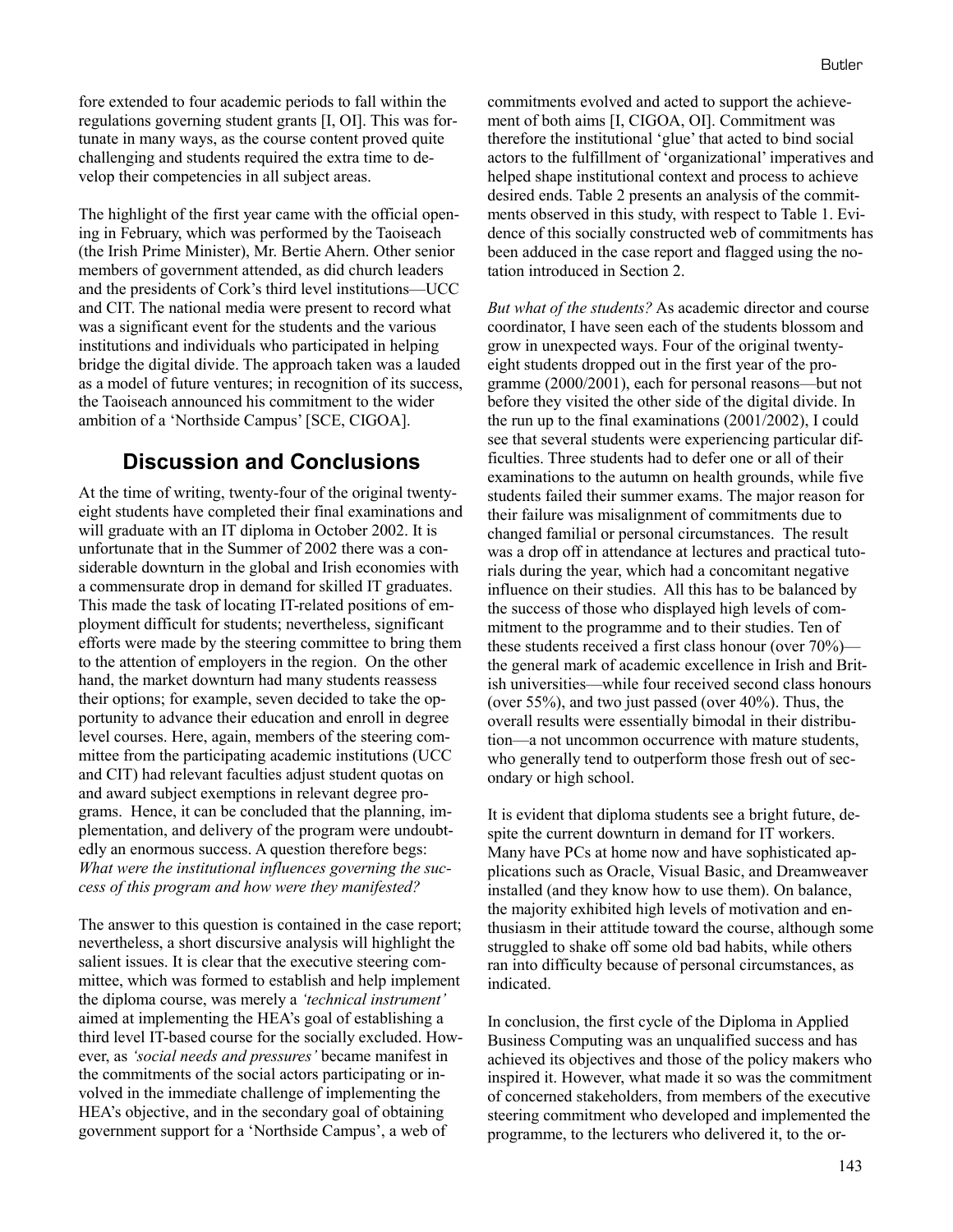fore extended to four academic periods to fall within the regulations governing student grants [I, OI]. This was fortunate in many ways, as the course content proved quite challenging and students required the extra time to develop their competencies in all subject areas.

The highlight of the first year came with the official opening in February, which was performed by the Taoiseach (the Irish Prime Minister), Mr. Bertie Ahern. Other senior members of government attended, as did church leaders and the presidents of Cork's third level institutions—UCC and CIT. The national media were present to record what was a significant event for the students and the various institutions and individuals who participated in helping bridge the digital divide. The approach taken was a lauded as a model of future ventures; in recognition of its success, the Taoiseach announced his commitment to the wider ambition of a 'Northside Campus' [SCE, CIGOA].

## Discussion and Conclusions

At the time of writing, twenty-four of the original twenty-eight students have completed their final examinations and will graduate with an IT diploma in October 2002. It is unfortunate that in the Summer of 2002 there was a considerable downturn in the global and Irish economies with a commensurate drop in demand for skilled IT graduates. This made the task of locating IT-related positions of employment difficult for students; nevertheless, significant efforts were made by the steering committee to bring them to the attention of employers in the region. On the other hand, the market downturn had many students reassess their options; for example, seven decided to take the opportunity to advance their education and enroll in degree level courses. Here, again, members of the steering committee from the participating academic institutions (UCC and CIT) had relevant faculties adjust student quotas on and award subject exemptions in relevant degree programs. Hence, it can be concluded that the planning, implementation, and delivery of the program were undoubtedly an enormous success. A question therefore begs: *What were the institutional influences governing the success of this program and how were they manifested?*

The answer to this question is contained in the case report; nevertheless, a short discursive analysis will highlight the salient issues. It is clear that the executive steering committee, which was formed to establish and help implement the diploma course, was merely a *'technical instrument'* aimed at implementing the HEA's goal of establishing a third level IT-based course for the socially excluded. However, as *'social needs and pressures'* became manifest in the commitments of the social actors participating or involved in the immediate challenge of implementing the HEA's objective, and in the secondary goal of obtaining government support for a 'Northside Campus', a web of commitments evolved and acted to support the achievement of both aims [I, CIGOA, OI]. Commitment was therefore the institutional 'glue' that acted to bind social actors to the fulfillment of 'organizational' imperatives and helped shape institutional context and process to achieve desired ends. Table 2 presents an analysis of the commitments observed in this study, with respect to Table 1. Evidence of this socially constructed web of commitments has been adduced in the case report and flagged using the notation introduced in Section 2.

*But what of the students?* As academic director and course coordinator, I have seen each of the students blossom and grow in unexpected ways. Four of the original twenty-eight students dropped out in the first year of the programme (2000/2001), each for personal reasons—but not before they visited the other side of the digital divide. In the run up to the final examinations (2001/2002), I could see that several students were experiencing particular difficulties. Three students had to defer one or all of their examinations to the autumn on health grounds, while five students failed their summer exams. The major reason for their failure was misalignment of commitments due to changed familial or personal circumstances. The result was a drop off in attendance at lectures and practical tutorials during the year, which had a concomitant negative influence on their studies. All this has to be balanced by the success of those who displayed high levels of commitment to the programme and to their studies. Ten of these students received a first class honour (over 70%)—the general mark of academic excellence in Irish and British universities—while four received second class honours (over 55%), and two just passed (over 40%). Thus, the overall results were essentially bimodal in their distribution—a not uncommon occurrence with mature students, who generally tend to outperform those fresh out of secondary or high school.

It is evident that diploma students see a bright future, despite the current downturn in demand for IT workers. Many have PCs at home now and have sophisticated applications such as Oracle, Visual Basic, and Dreamweaver installed (and they know how to use them). On balance, the majority exhibited high levels of motivation and enthusiasm in their attitude toward the course, although some struggled to shake off some old bad habits, while others ran into difficulty because of personal circumstances, as indicated.

In conclusion, the first cycle of the Diploma in Applied Business Computing was an unqualified success and has achieved its objectives and those of the policy makers who inspired it. However, what made it so was the commitment of concerned stakeholders, from members of the executive steering commitment who developed and implemented the programme, to the lecturers who delivered it, to the or-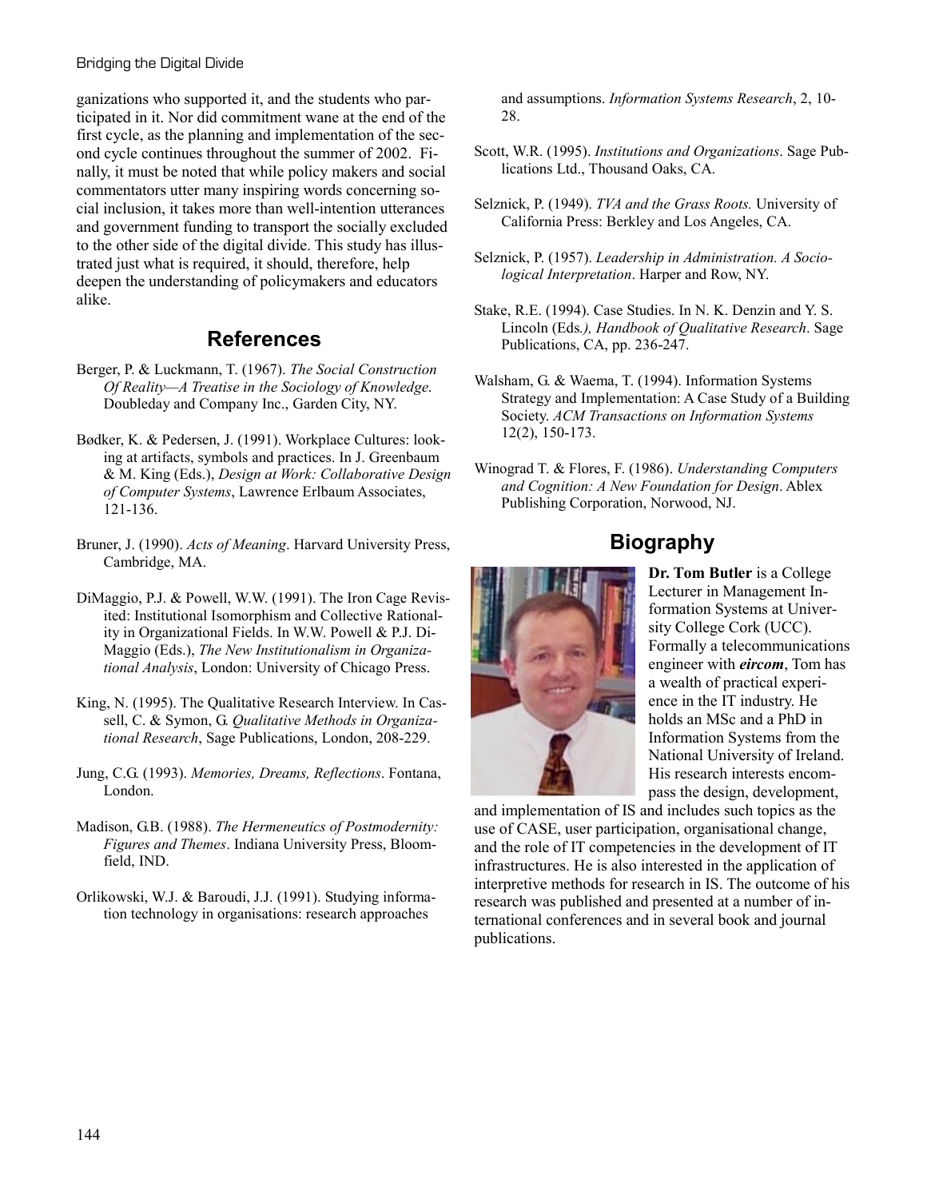ganizations who supported it, and the students who participated in it. Nor did commitment wane at the end of the first cycle, as the planning and implementation of the second cycle continues throughout the summer of 2002. Finally, it must be noted that while policy makers and social commentators utter many inspiring words concerning social inclusion, it takes more than well-intention utterances and government funding to transport the socially excluded to the other side of the digital divide. This study has illustrated just what is required, it should, therefore, help deepen the understanding of policymakers and educators alike.

## References

Berger, P. & Luckmann, T. (1967). *The Social Construction Of Reality—A Treatise in the Sociology of Knowledge*. Doubleday and Company Inc., Garden City, NY.

Bødker, K. & Pedersen, J. (1991). Workplace Cultures: looking at artifacts, symbols and practices. In J. Greenbaum & M. King (Eds.), *Design at Work: Collaborative Design of Computer Systems*, Lawrence Erlbaum Associates, 121-136.

Bruner, J. (1990). *Acts of Meaning*. Harvard University Press, Cambridge, MA.

DiMaggio, P.J. & Powell, W.W. (1991). The Iron Cage Revisited: Institutional Isomorphism and Collective Rationality in Organizational Fields. In W.W. Powell & P.J. DiMaggio (Eds.), *The New Institutionalism in Organizational Analysis*, London: University of Chicago Press.

King, N. (1995). The Qualitative Research Interview. In Cassell, C. & Symon, G. *Qualitative Methods in Organizational Research*, Sage Publications, London, 208-229.

Jung, C.G. (1993). *Memories, Dreams, Reflections*. Fontana, London.

Madison, G.B. (1988). *The Hermeneutics of Postmodernity: Figures and Themes*. Indiana University Press, Bloomfield, IND.

Orlikowski, W.J. & Baroudi, J.J. (1991). Studying information technology in organisations: research approaches and assumptions. *Information Systems Research*, 2, 10-28.

Scott, W.R. (1995). *Institutions and Organizations*. Sage Publications Ltd., Thousand Oaks, CA.

Selznick, P. (1949). *TVA and the Grass Roots.* University of California Press: Berkley and Los Angeles, CA.

Selznick, P. (1957). *Leadership in Administration. A Sociological Interpretation*. Harper and Row, NY.

Stake, R.E. (1994). Case Studies. In N. K. Denzin and Y. S. Lincoln (Eds*.), Handbook of Qualitative Research*. Sage Publications, CA, pp. 236-247.

Walsham, G. & Waema, T. (1994). Information Systems Strategy and Implementation: A Case Study of a Building Society. *ACM Transactions on Information Systems* 12(2), 150-173.

Winograd T. & Flores, F. (1986). *Understanding Computers and Cognition: A New Foundation for Design*. Ablex Publishing Corporation, Norwood, NJ.

## Biography

**Dr. Tom Butler** is a College Lecturer in Management Information Systems at University College Cork (UCC). Formally a telecommunications engineer with ***eircom***, Tom has a wealth of practical experience in the IT industry. He holds an MSc and a PhD in Information Systems from the National University of Ireland. His research interests encompass the design, development, and implementation of IS and includes such topics as the use of CASE, user participation, organisational change, and the role of IT competencies in the development of IT infrastructures. He is also interested in the application of interpretive methods for research in IS. The outcome of his research was published and presented at a number of international conferences and in several book and journal publications.